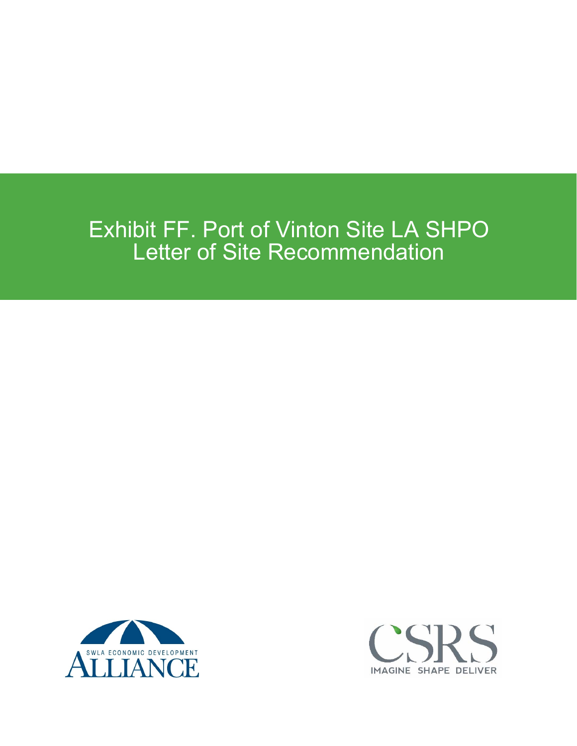# Exhibit FF. Port of Vinton Site LA SHPO Letter of Site Recommendation

SWLA ECONOMIC DEVELOPMENT ALLIANCE

CSRS IMAGINE SHAPE DELIVER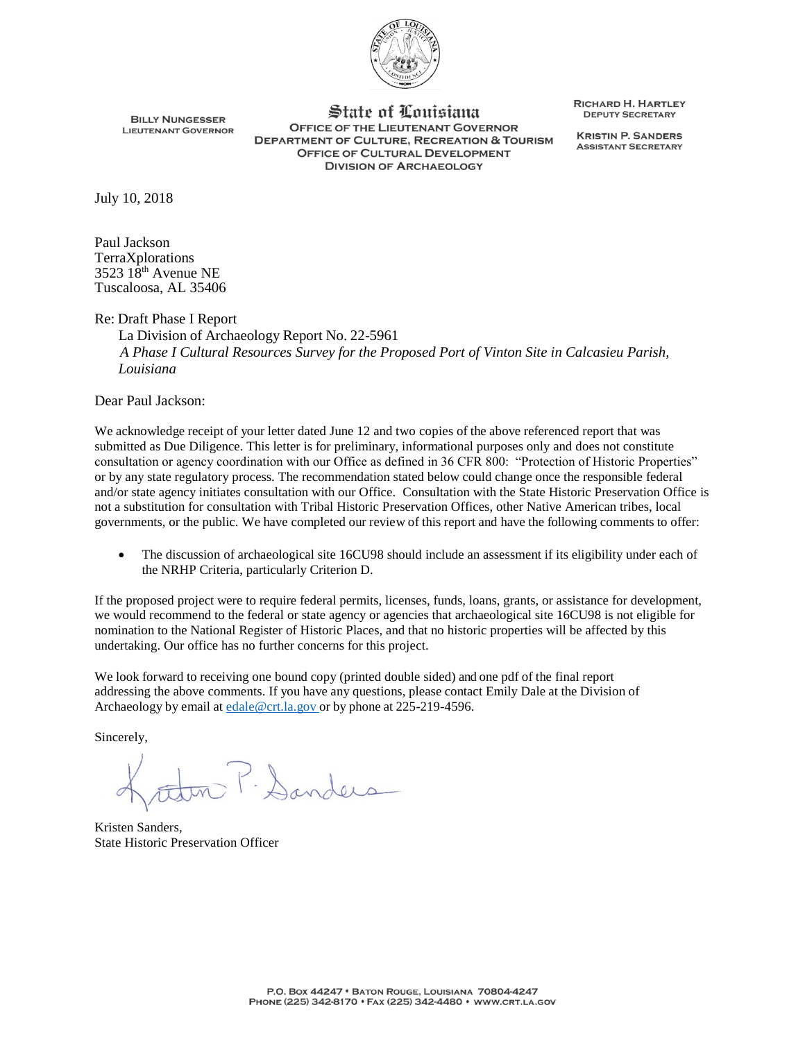**BILLY NUNGESSER**
LIEUTENANT GOVERNOR

# State of Louisiana

**OFFICE OF THE LIEUTENANT GOVERNOR**
**DEPARTMENT OF CULTURE, RECREATION & TOURISM**
**OFFICE OF CULTURAL DEVELOPMENT**
**DIVISION OF ARCHAEOLOGY**

**RICHARD H. HARTLEY**
DEPUTY SECRETARY

**KRISTIN P. SANDERS**
ASSISTANT SECRETARY

July 10, 2018

Paul Jackson
TerraXplorations
3523 18th Avenue NE
Tuscaloosa, AL 35406

Re: Draft Phase I Report
La Division of Archaeology Report No. 22-5961
*A Phase I Cultural Resources Survey for the Proposed Port of Vinton Site in Calcasieu Parish, Louisiana*

Dear Paul Jackson:

We acknowledge receipt of your letter dated June 12 and two copies of the above referenced report that was submitted as Due Diligence. This letter is for preliminary, informational purposes only and does not constitute consultation or agency coordination with our Office as defined in 36 CFR 800: "Protection of Historic Properties" or by any state regulatory process. The recommendation stated below could change once the responsible federal and/or state agency initiates consultation with our Office. Consultation with the State Historic Preservation Office is not a substitution for consultation with Tribal Historic Preservation Offices, other Native American tribes, local governments, or the public. We have completed our review of this report and have the following comments to offer:

- The discussion of archaeological site 16CU98 should include an assessment if its eligibility under each of the NRHP Criteria, particularly Criterion D.

If the proposed project were to require federal permits, licenses, funds, loans, grants, or assistance for development, we would recommend to the federal or state agency or agencies that archaeological site 16CU98 is not eligible for nomination to the National Register of Historic Places, and that no historic properties will be affected by this undertaking. Our office has no further concerns for this project.

We look forward to receiving one bound copy (printed double sided) and one pdf of the final report addressing the above comments. If you have any questions, please contact Emily Dale at the Division of Archaeology by email at edale@crt.la.gov or by phone at 225-219-4596.

Sincerely,

Kristen Sanders,
State Historic Preservation Officer

P.O. BOX 44247 • BATON ROUGE, LOUISIANA 70804-4247
PHONE (225) 342-8170 • FAX (225) 342-4480 • WWW.CRT.LA.GOV